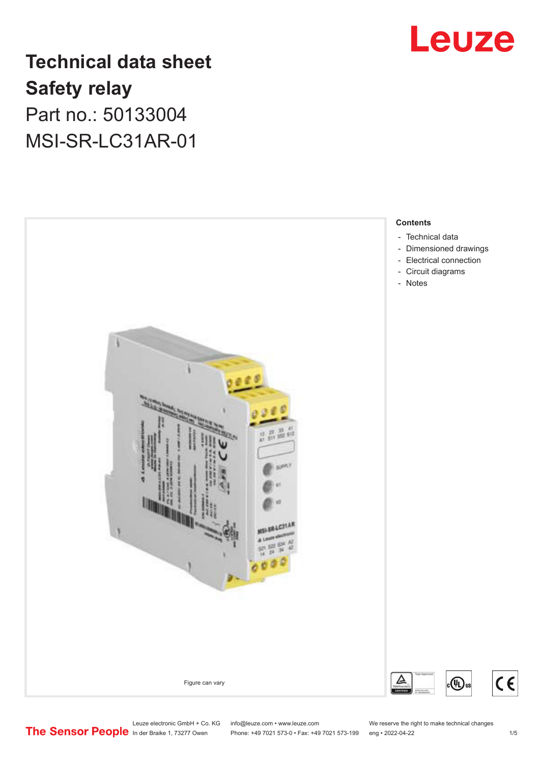# Technical data sheet

# Safety relay

Part no.: 50133004

MSI-SR-LC31AR-01

Figure can vary

**Contents**

- Technical data
- Dimensioned drawings
- Electrical connection
- Circuit diagrams
- Notes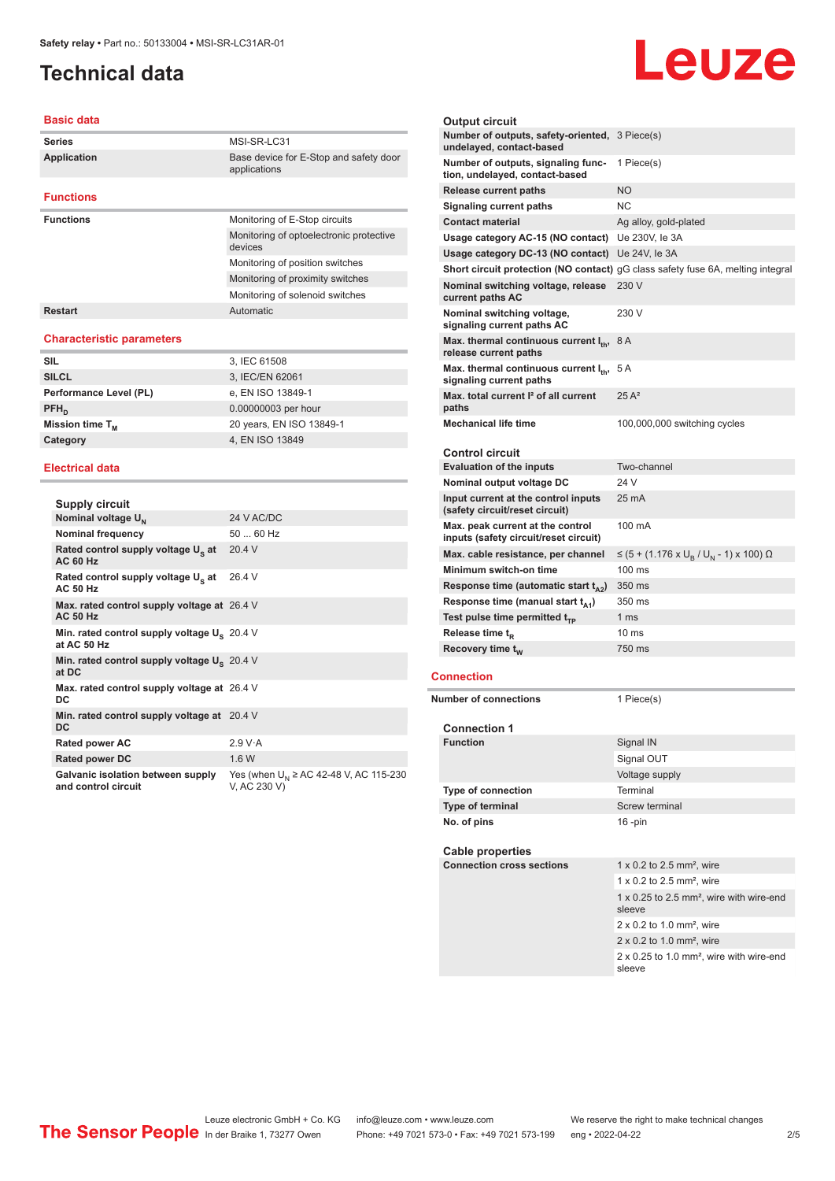Safety relay • Part no.: 50133004 • MSI-SR-LC31AR-01

# Technical data

## Basic data

| | |
|---|---|
| **Series** | MSI-SR-LC31 |
| **Application** | Base device for E-Stop and safety door applications |

## Functions

| | |
|---|---|
| **Functions** | Monitoring of E-Stop circuits |
| | Monitoring of optoelectronic protective devices |
| | Monitoring of position switches |
| | Monitoring of proximity switches |
| | Monitoring of solenoid switches |
| **Restart** | Automatic |

## Characteristic parameters

| | |
|---|---|
| **SIL** | 3, IEC 61508 |
| **SILCL** | 3, IEC/EN 62061 |
| **Performance Level (PL)** | e, EN ISO 13849-1 |
| **$PFH_D$** | 0.00000003 per hour |
| **Mission time $T_M$** | 20 years, EN ISO 13849-1 |
| **Category** | 4, EN ISO 13849 |

## Electrical data

### Supply circuit

| | |
|---|---|
| **Nominal voltage $U_N$** | 24 V AC/DC |
| **Nominal frequency** | 50 ... 60 Hz |
| **Rated control supply voltage $U_S$ at AC 60 Hz** | 20.4 V |
| **Rated control supply voltage $U_S$ at AC 50 Hz** | 26.4 V |
| **Max. rated control supply voltage at AC 50 Hz** | 26.4 V |
| **Min. rated control supply voltage $U_S$ at AC 50 Hz** | 20.4 V |
| **Min. rated control supply voltage $U_S$ at DC** | 20.4 V |
| **Max. rated control supply voltage at DC** | 26.4 V |
| **Min. rated control supply voltage at DC** | 20.4 V |
| **Rated power AC** | 2.9 V·A |
| **Rated power DC** | 1.6 W |
| **Galvanic isolation between supply and control circuit** | Yes (when $U_N \geq$ AC 42-48 V, AC 115-230 V, AC 230 V) |

### Output circuit

| | |
|---|---|
| **Number of outputs, safety-oriented, undelayed, contact-based** | 3 Piece(s) |
| **Number of outputs, signaling function, undelayed, contact-based** | 1 Piece(s) |
| **Release current paths** | NO |
| **Signaling current paths** | NC |
| **Contact material** | Ag alloy, gold-plated |
| **Usage category AC-15 (NO contact)** | Ue 230V, Ie 3A |
| **Usage category DC-13 (NO contact)** | Ue 24V, Ie 3A |
| **Short circuit protection (NO contact)** | gG class safety fuse 6A, melting integral |
| **Nominal switching voltage, release current paths AC** | 230 V |
| **Nominal switching voltage, signaling current paths AC** | 230 V |
| **Max. thermal continuous current $I_{th}$, release current paths** | 8 A |
| **Max. thermal continuous current $I_{th}$, signaling current paths** | 5 A |
| **Max. total current $I^2$ of all current paths** | 25 A² |
| **Mechanical life time** | 100,000,000 switching cycles |

### Control circuit

| | |
|---|---|
| **Evaluation of the inputs** | Two-channel |
| **Nominal output voltage DC** | 24 V |
| **Input current at the control inputs (safety circuit/reset circuit)** | 25 mA |
| **Max. peak current at the control inputs (safety circuit/reset circuit)** | 100 mA |
| **Max. cable resistance, per channel** | $\leq (5 + (1.176 \times U_B / U_N - 1) \times 100)$ Ω |
| **Minimum switch-on time** | 100 ms |
| **Response time (automatic start $t_{A2}$)** | 350 ms |
| **Response time (manual start $t_{A1}$)** | 350 ms |
| **Test pulse time permitted $t_{TP}$** | 1 ms |
| **Release time $t_R$** | 10 ms |
| **Recovery time $t_W$** | 750 ms |

## Connection

| | |
|---|---|
| **Number of connections** | 1 Piece(s) |

### Connection 1

| | |
|---|---|
| **Function** | Signal IN |
| | Signal OUT |
| | Voltage supply |
| **Type of connection** | Terminal |
| **Type of terminal** | Screw terminal |
| **No. of pins** | 16 -pin |

### Cable properties

| | |
|---|---|
| **Connection cross sections** | 1 x 0.2 to 2.5 mm², wire |
| | 1 x 0.2 to 2.5 mm², wire |
| | 1 x 0.25 to 2.5 mm², wire with wire-end sleeve |
| | 2 x 0.2 to 1.0 mm², wire |
| | 2 x 0.2 to 1.0 mm², wire |
| | 2 x 0.25 to 1.0 mm², wire with wire-end sleeve |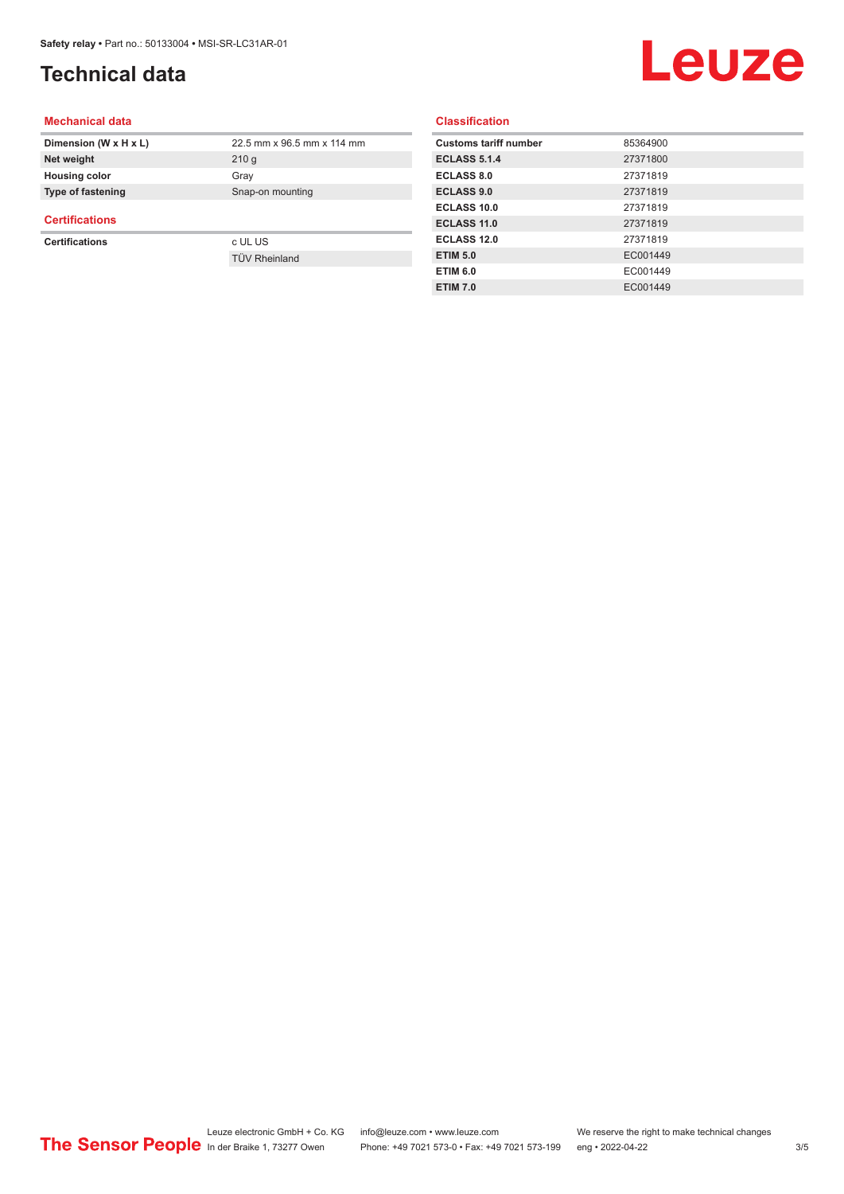# Technical data

## Mechanical data

| | |
|---|---|
| **Dimension (W x H x L)** | 22.5 mm x 96.5 mm x 114 mm |
| **Net weight** | 210 g |
| **Housing color** | Gray |
| **Type of fastening** | Snap-on mounting |

## Certifications

| | |
|---|---|
| **Certifications** | c UL US |
| | TÜV Rheinland |

## Classification

| | |
|---|---|
| **Customs tariff number** | 85364900 |
| **ECLASS 5.1.4** | 27371800 |
| **ECLASS 8.0** | 27371819 |
| **ECLASS 9.0** | 27371819 |
| **ECLASS 10.0** | 27371819 |
| **ECLASS 11.0** | 27371819 |
| **ECLASS 12.0** | 27371819 |
| **ETIM 5.0** | EC001449 |
| **ETIM 6.0** | EC001449 |
| **ETIM 7.0** | EC001449 |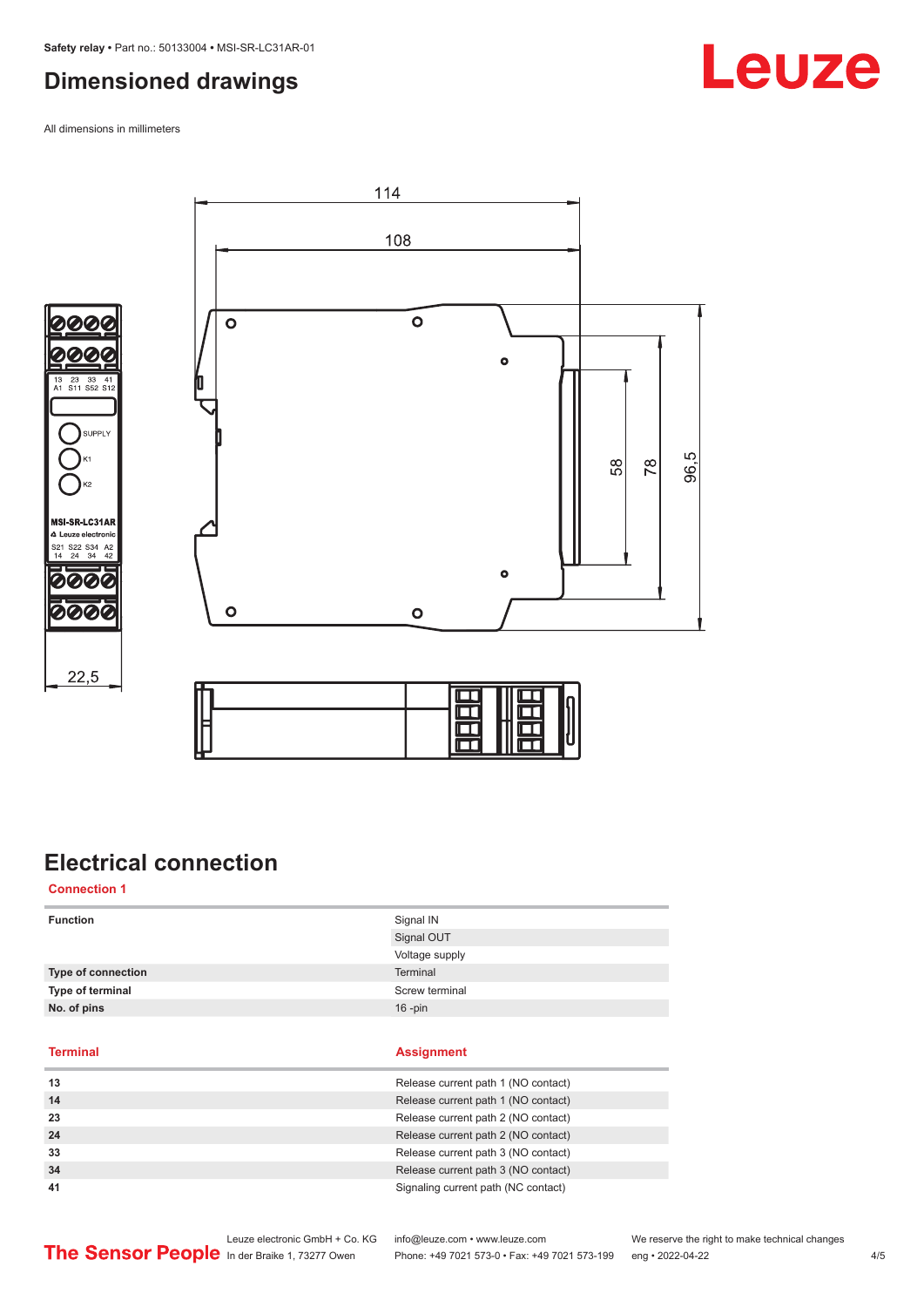## Dimensioned drawings

All dimensions in millimeters

## Electrical connection

**Connection 1**

| | |
|---|---|
| **Function** | Signal IN |
| | Signal OUT |
| | Voltage supply |
| **Type of connection** | Terminal |
| **Type of terminal** | Screw terminal |
| **No. of pins** | 16 -pin |

| Terminal | Assignment |
|---|---|
| 13 | Release current path 1 (NO contact) |
| 14 | Release current path 1 (NO contact) |
| 23 | Release current path 2 (NO contact) |
| 24 | Release current path 2 (NO contact) |
| 33 | Release current path 3 (NO contact) |
| 34 | Release current path 3 (NO contact) |
| 41 | Signaling current path (NC contact) |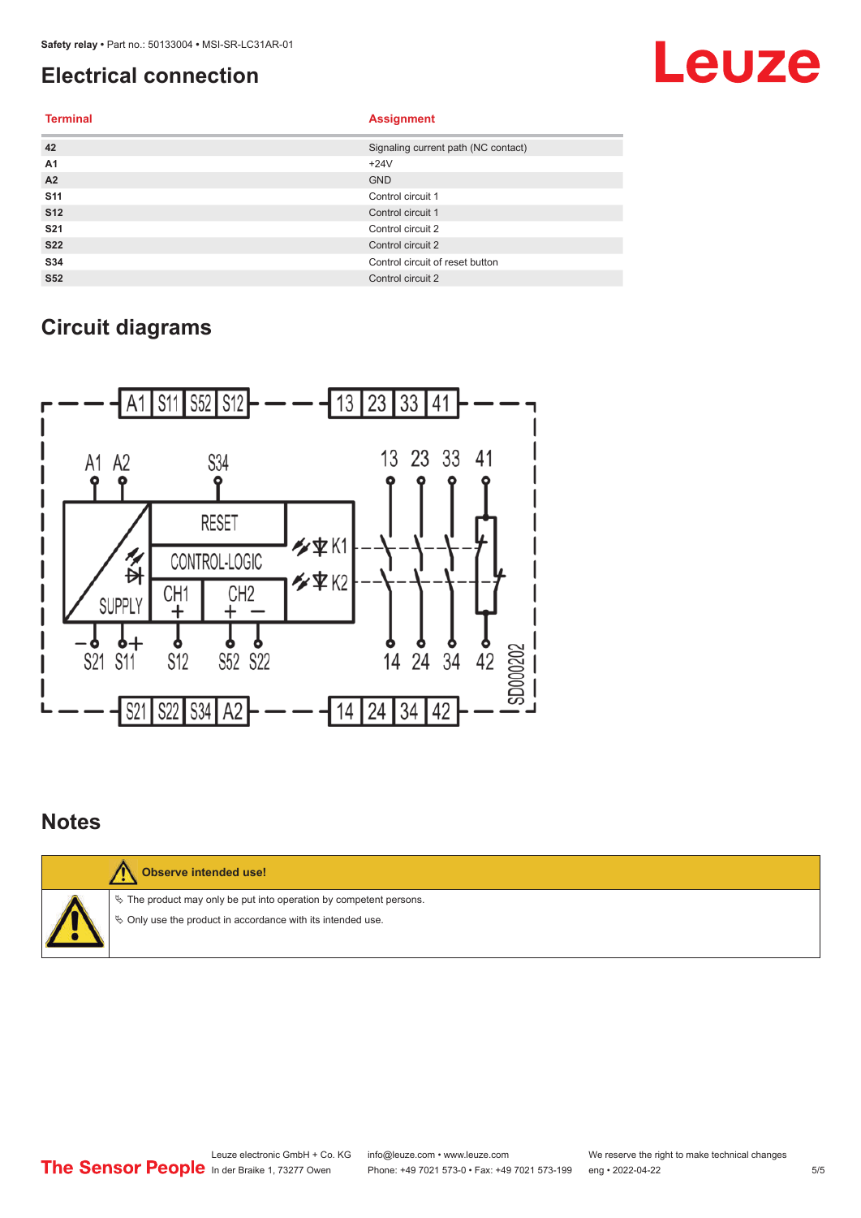## Electrical connection

| Terminal | Assignment |
|---|---|
| 42 | Signaling current path (NC contact) |
| A1 | +24V |
| A2 | GND |
| S11 | Control circuit 1 |
| S12 | Control circuit 1 |
| S21 | Control circuit 2 |
| S22 | Control circuit 2 |
| S34 | Control circuit of reset button |
| S52 | Control circuit 2 |

## Circuit diagrams

A1 S11 S52 S12
13 23 33 41
A1 A2 S34 13 23 33 41
RESET
CONTROL-LOGIC
K1
K2
SUPPLY
CH1 CH2
S21 S11 S12 S52 S22 14 24 34 42
SD000202
S21 S22 S34 A2
14 24 34 42

## Notes

**Observe intended use!**

- The product may only be put into operation by competent persons.
- Only use the product in accordance with its intended use.